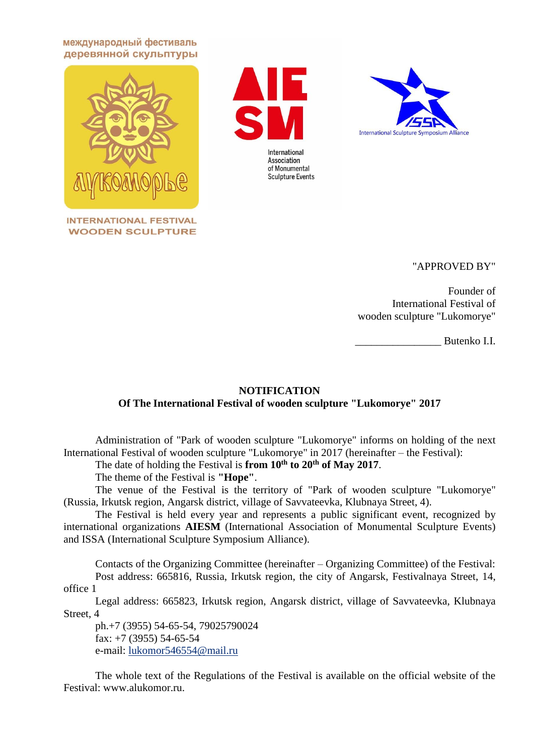международный фестиваль деревянной скульптуры

лукоморье

INTERNATIONAL FESTIVAL WOODEN SCULPTURE

AIESM International Association of Monumental Sculpture Events

ISSA International Sculpture Symposium Alliance

"APPROVED BY"

Founder of
International Festival of
wooden sculpture "Lukomorye"

________________ Butenko I.I.

**NOTIFICATION**
**Of The International Festival of wooden sculpture "Lukomorye" 2017**

Administration of "Park of wooden sculpture "Lukomorye" informs on holding of the next International Festival of wooden sculpture "Lukomorye" in 2017 (hereinafter – the Festival):

The date of holding the Festival is **from 10th to 20th of May 2017**.

The theme of the Festival is **"Hope"**.

The venue of the Festival is the territory of "Park of wooden sculpture "Lukomorye" (Russia, Irkutsk region, Angarsk district, village of Savvateevka, Klubnaya Street, 4).

The Festival is held every year and represents a public significant event, recognized by international organizations **AIESM** (International Association of Monumental Sculpture Events) and ISSA (International Sculpture Symposium Alliance).

Contacts of the Organizing Committee (hereinafter – Organizing Committee) of the Festival:

Post address: 665816, Russia, Irkutsk region, the city of Angarsk, Festivalnaya Street, 14, office 1

Legal address: 665823, Irkutsk region, Angarsk district, village of Savvateevka, Klubnaya Street, 4

ph.+7 (3955) 54-65-54, 79025790024

fax: +7 (3955) 54-65-54

e-mail: lukomor546554@mail.ru

The whole text of the Regulations of the Festival is available on the official website of the Festival: www.alukomor.ru.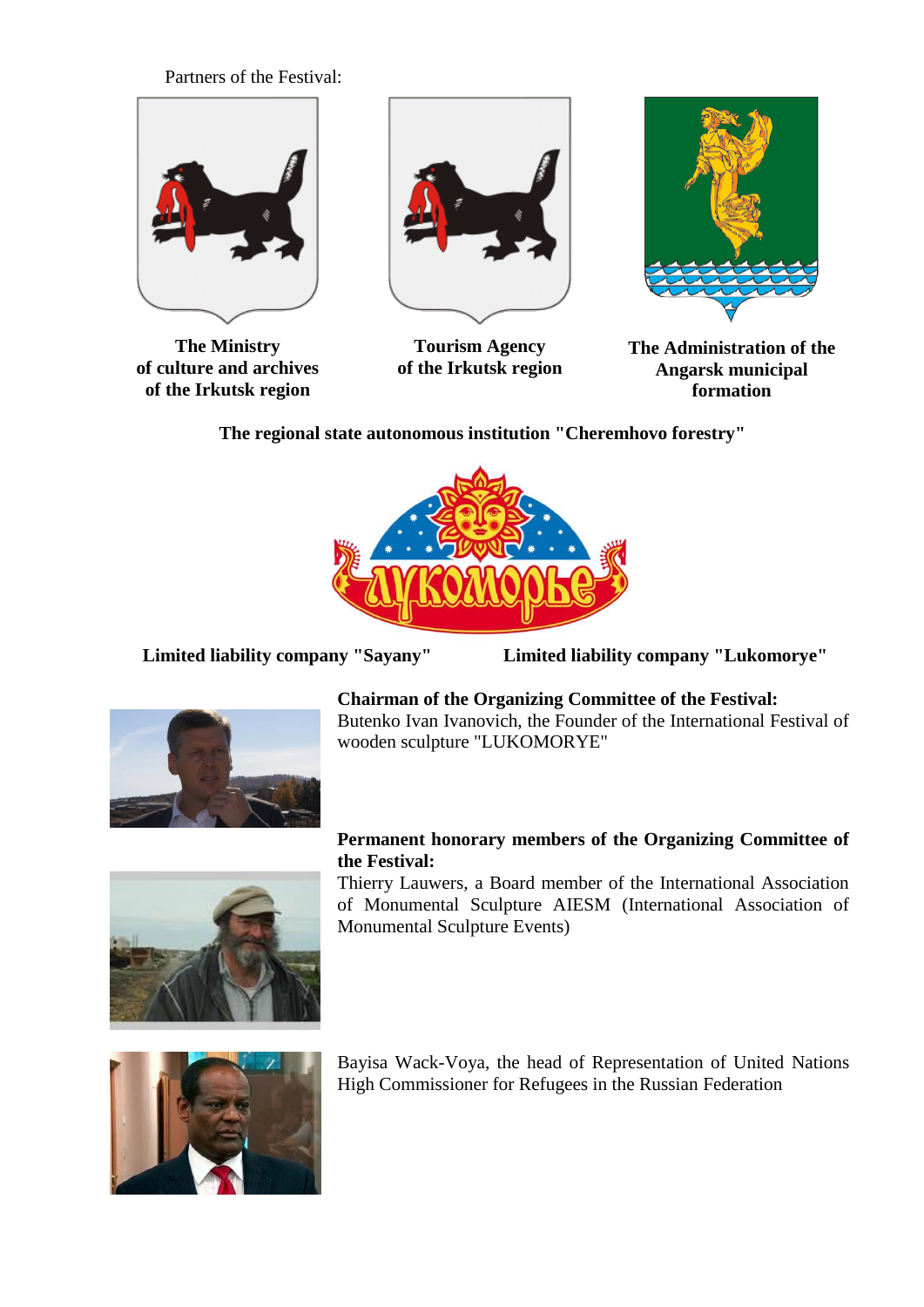Partners of the Festival:

**The Ministry of culture and archives of the Irkutsk region**

**Tourism Agency of the Irkutsk region**

**The Administration of the Angarsk municipal formation**

**The regional state autonomous institution "Cheremhovo forestry"**

**Limited liability company "Sayany"**

**Limited liability company "Lukomorye"**

**Chairman of the Organizing Committee of the Festival:**
Butenko Ivan Ivanovich, the Founder of the International Festival of wooden sculpture "LUKOMORYE"

**Permanent honorary members of the Organizing Committee of the Festival:**
Thierry Lauwers, a Board member of the International Association of Monumental Sculpture AIESM (International Association of Monumental Sculpture Events)

Bayisa Wack-Voya, the head of Representation of United Nations High Commissioner for Refugees in the Russian Federation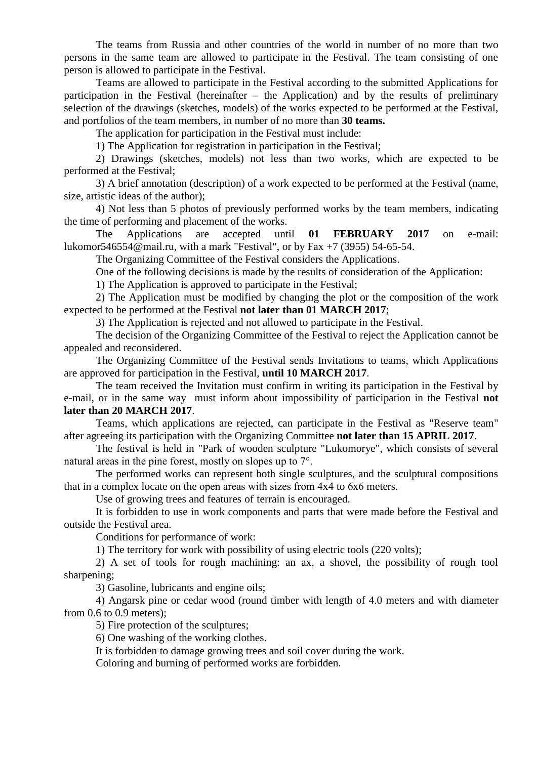The teams from Russia and other countries of the world in number of no more than two persons in the same team are allowed to participate in the Festival. The team consisting of one person is allowed to participate in the Festival.

Teams are allowed to participate in the Festival according to the submitted Applications for participation in the Festival (hereinafter – the Application) and by the results of preliminary selection of the drawings (sketches, models) of the works expected to be performed at the Festival, and portfolios of the team members, in number of no more than **30 teams.**

The application for participation in the Festival must include:

1) The Application for registration in participation in the Festival;

2) Drawings (sketches, models) not less than two works, which are expected to be performed at the Festival;

3) A brief annotation (description) of a work expected to be performed at the Festival (name, size, artistic ideas of the author);

4) Not less than 5 photos of previously performed works by the team members, indicating the time of performing and placement of the works.

The Applications are accepted until **01 FEBRUARY 2017** on e-mail: lukomor546554@mail.ru, with a mark "Festival", or by Fax +7 (3955) 54-65-54.

The Organizing Committee of the Festival considers the Applications.

One of the following decisions is made by the results of consideration of the Application:

1) The Application is approved to participate in the Festival;

2) The Application must be modified by changing the plot or the composition of the work expected to be performed at the Festival **not later than 01 MARCH 2017**;

3) The Application is rejected and not allowed to participate in the Festival.

The decision of the Organizing Committee of the Festival to reject the Application cannot be appealed and reconsidered.

The Organizing Committee of the Festival sends Invitations to teams, which Applications are approved for participation in the Festival, **until 10 MARCH 2017**.

The team received the Invitation must confirm in writing its participation in the Festival by e-mail, or in the same way must inform about impossibility of participation in the Festival **not later than 20 MARCH 2017**.

Teams, which applications are rejected, can participate in the Festival as "Reserve team" after agreeing its participation with the Organizing Committee **not later than 15 APRIL 2017**.

The festival is held in "Park of wooden sculpture "Lukomorye", which consists of several natural areas in the pine forest, mostly on slopes up to 7°.

The performed works can represent both single sculptures, and the sculptural compositions that in a complex locate on the open areas with sizes from 4x4 to 6x6 meters.

Use of growing trees and features of terrain is encouraged.

It is forbidden to use in work components and parts that were made before the Festival and outside the Festival area.

Conditions for performance of work:

1) The territory for work with possibility of using electric tools (220 volts);

2) A set of tools for rough machining: an ax, a shovel, the possibility of rough tool sharpening;

3) Gasoline, lubricants and engine oils;

4) Angarsk pine or cedar wood (round timber with length of 4.0 meters and with diameter from 0.6 to 0.9 meters);

5) Fire protection of the sculptures;

6) One washing of the working clothes.

It is forbidden to damage growing trees and soil cover during the work.

Coloring and burning of performed works are forbidden.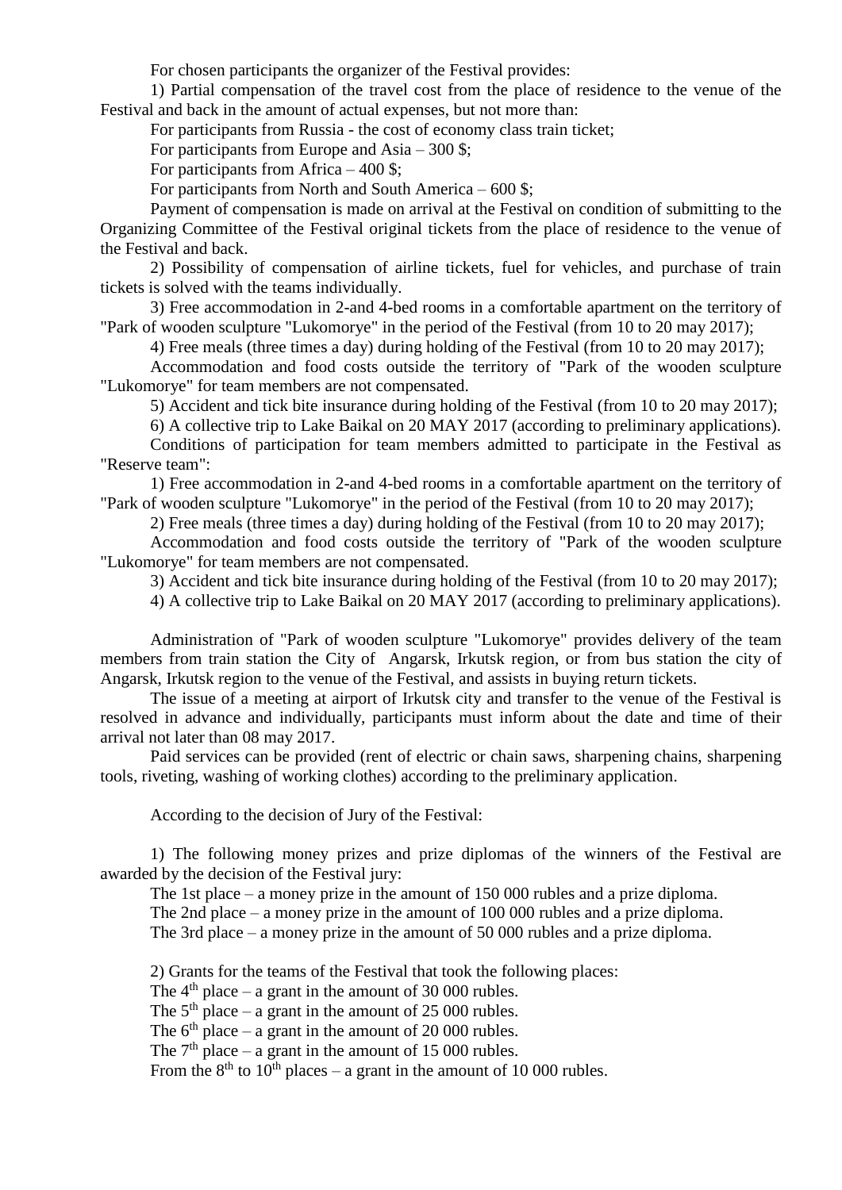For chosen participants the organizer of the Festival provides:

1) Partial compensation of the travel cost from the place of residence to the venue of the Festival and back in the amount of actual expenses, but not more than:

For participants from Russia - the cost of economy class train ticket;

For participants from Europe and Asia – 300 $;

For participants from Africa – 400 $;

For participants from North and South America – 600 $;

Payment of compensation is made on arrival at the Festival on condition of submitting to the Organizing Committee of the Festival original tickets from the place of residence to the venue of the Festival and back.

2) Possibility of compensation of airline tickets, fuel for vehicles, and purchase of train tickets is solved with the teams individually.

3) Free accommodation in 2-and 4-bed rooms in a comfortable apartment on the territory of "Park of wooden sculpture "Lukomorye" in the period of the Festival (from 10 to 20 may 2017);

4) Free meals (three times a day) during holding of the Festival (from 10 to 20 may 2017);

Accommodation and food costs outside the territory of "Park of the wooden sculpture "Lukomorye" for team members are not compensated.

5) Accident and tick bite insurance during holding of the Festival (from 10 to 20 may 2017);

6) A collective trip to Lake Baikal on 20 MAY 2017 (according to preliminary applications).

Conditions of participation for team members admitted to participate in the Festival as "Reserve team":

1) Free accommodation in 2-and 4-bed rooms in a comfortable apartment on the territory of "Park of wooden sculpture "Lukomorye" in the period of the Festival (from 10 to 20 may 2017);

2) Free meals (three times a day) during holding of the Festival (from 10 to 20 may 2017);

Accommodation and food costs outside the territory of "Park of the wooden sculpture "Lukomorye" for team members are not compensated.

3) Accident and tick bite insurance during holding of the Festival (from 10 to 20 may 2017);

4) A collective trip to Lake Baikal on 20 MAY 2017 (according to preliminary applications).

Administration of "Park of wooden sculpture "Lukomorye" provides delivery of the team members from train station the City of Angarsk, Irkutsk region, or from bus station the city of Angarsk, Irkutsk region to the venue of the Festival, and assists in buying return tickets.

The issue of a meeting at airport of Irkutsk city and transfer to the venue of the Festival is resolved in advance and individually, participants must inform about the date and time of their arrival not later than 08 may 2017.

Paid services can be provided (rent of electric or chain saws, sharpening chains, sharpening tools, riveting, washing of working clothes) according to the preliminary application.

According to the decision of Jury of the Festival:

1) The following money prizes and prize diplomas of the winners of the Festival are awarded by the decision of the Festival jury:

The 1st place – a money prize in the amount of 150 000 rubles and a prize diploma.

The 2nd place – a money prize in the amount of 100 000 rubles and a prize diploma.

The 3rd place – a money prize in the amount of 50 000 rubles and a prize diploma.

2) Grants for the teams of the Festival that took the following places:

The 4th place – a grant in the amount of 30 000 rubles.

The 5th place – a grant in the amount of 25 000 rubles.

The 6th place – a grant in the amount of 20 000 rubles.

The 7th place – a grant in the amount of 15 000 rubles.

From the 8th to 10th places – a grant in the amount of 10 000 rubles.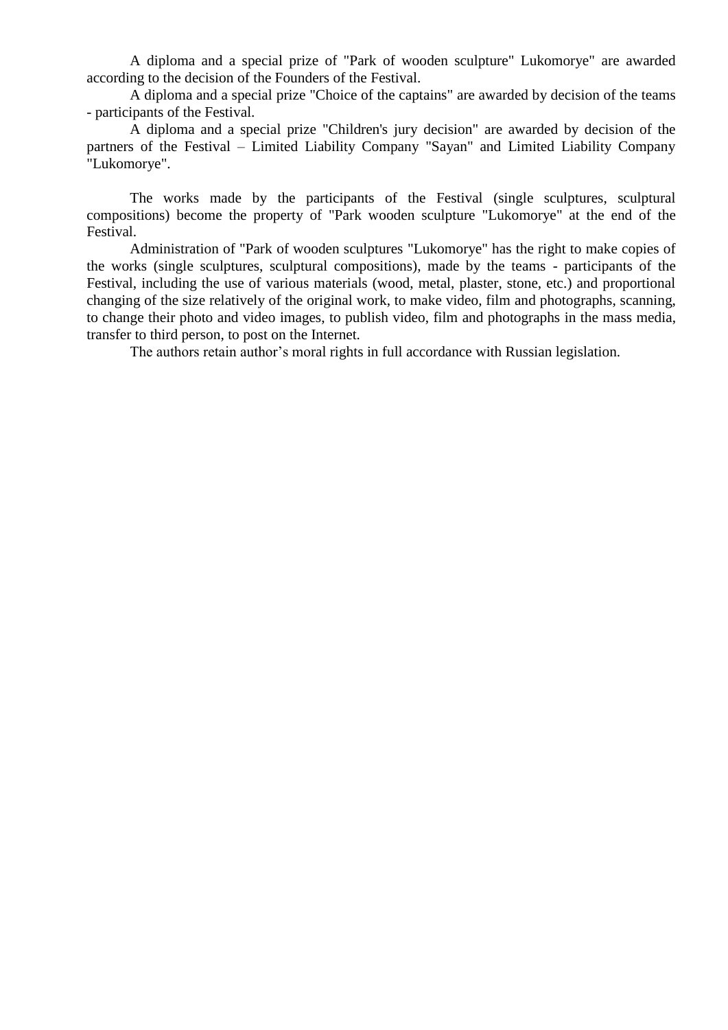A diploma and a special prize of "Park of wooden sculpture" Lukomorye" are awarded according to the decision of the Founders of the Festival.

A diploma and a special prize "Choice of the captains" are awarded by decision of the teams - participants of the Festival.

A diploma and a special prize "Children's jury decision" are awarded by decision of the partners of the Festival – Limited Liability Company "Sayan" and Limited Liability Company "Lukomorye".

The works made by the participants of the Festival (single sculptures, sculptural compositions) become the property of "Park wooden sculpture "Lukomorye" at the end of the Festival.

Administration of "Park of wooden sculptures "Lukomorye" has the right to make copies of the works (single sculptures, sculptural compositions), made by the teams - participants of the Festival, including the use of various materials (wood, metal, plaster, stone, etc.) and proportional changing of the size relatively of the original work, to make video, film and photographs, scanning, to change their photo and video images, to publish video, film and photographs in the mass media, transfer to third person, to post on the Internet.

The authors retain author's moral rights in full accordance with Russian legislation.